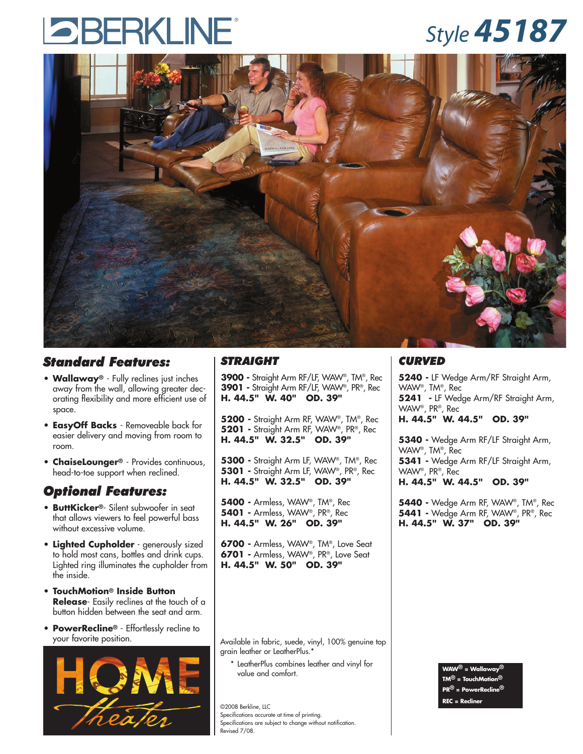# BERKLINE®

## *Style 45187*

### *Standard Features:*

- **Wallaway®** - Fully reclines just inches away from the wall, allowing greater decorating flexibility and more efficient use of space.
- **EasyOff Backs** - Removeable back for easier delivery and moving from room to room.
- **ChaiseLounger®** - Provides continuous, head-to-toe support when reclined.

### *Optional Features:*

- **ButtKicker®**- Silent subwoofer in seat that allows viewers to feel powerful bass without excessive volume.
- **Lighted Cupholder** - generously sized to hold most cans, bottles and drink cups. Lighted ring illuminates the cupholder from the inside.
- **TouchMotion® Inside Button Release**- Easily reclines at the touch of a button hidden between the seat and arm.
- **PowerRecline®** - Effortlessly recline to your favorite position.

HOME *Theater*

### *STRAIGHT*

**3900 -** Straight Arm RF/LF, WAW®, TM®, Rec
**3901 -** Straight Arm RF/LF, WAW®, PR®, Rec
**H. 44.5" W. 40" OD. 39"**

**5200 -** Straight Arm RF, WAW®, TM®, Rec
**5201 -** Straight Arm RF, WAW®, PR®, Rec
**H. 44.5" W. 32.5" OD. 39"**

**5300 -** Straight Arm LF, WAW®, TM®, Rec
**5301 -** Straight Arm LF, WAW®, PR®, Rec
**H. 44.5" W. 32.5" OD. 39"**

**5400 -** Armless, WAW®, TM®, Rec
**5401 -** Armless, WAW®, PR®, Rec
**H. 44.5" W. 26" OD. 39"**

**6700 -** Armless, WAW®, TM®, Love Seat
**6701 -** Armless, WAW®, PR®, Love Seat
**H. 44.5" W. 50" OD. 39"**

Available in fabric, suede, vinyl, 100% genuine top grain leather or LeatherPlus.*

\* LeatherPlus combines leather and vinyl for value and comfort.

©2008 Berkline, LLC
Specifications accurate at time of printing.
Specifications are subject to change without notification.
Revised 7/08.

### *CURVED*

**5240 -** LF Wedge Arm/RF Straight Arm, WAW®, TM®, Rec
**5241 -** LF Wedge Arm/RF Straight Arm, WAW®, PR®, Rec
**H. 44.5" W. 44.5" OD. 39"**

**5340 -** Wedge Arm RF/LF Straight Arm, WAW®, TM®, Rec
**5341 -** Wedge Arm RF/LF Straight Arm, WAW®, PR®, Rec
**H. 44.5" W. 44.5" OD. 39"**

**5440 -** Wedge Arm RF, WAW®, TM®, Rec
**5441 -** Wedge Arm RF, WAW®, PR®, Rec
**H. 44.5" W. 37" OD. 39"**

**WAW® = Wallaway®**
**TM® = TouchMotion®**
**PR® = PowerRecline®**
**REC = Recliner**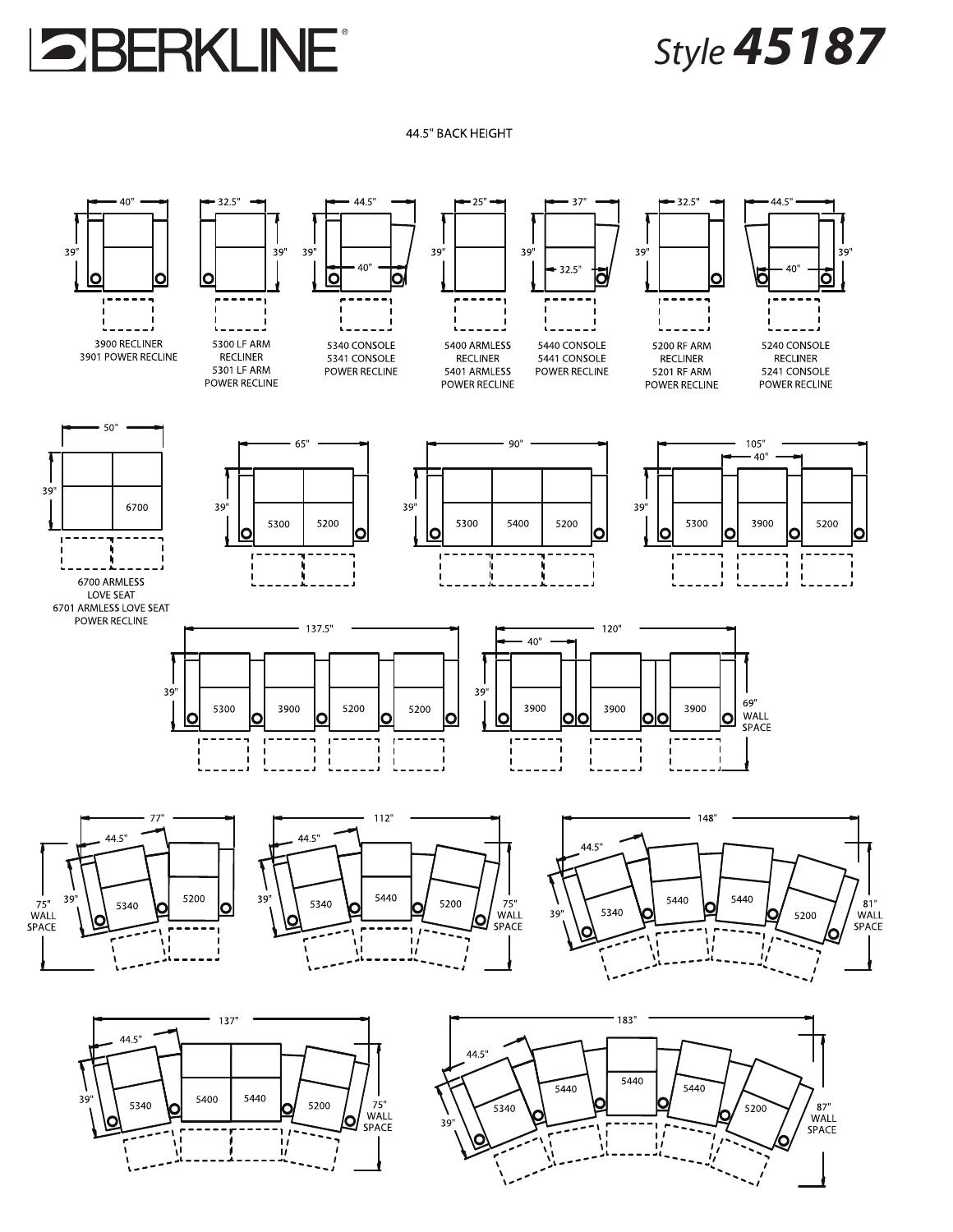# BERKLINE®

## *Style* **45187**

44.5" BACK HEIGHT

40"
39"
3900 RECLINER
3901 POWER RECLINE

32.5"
39"
5300 LF ARM
RECLINER
5301 LF ARM
POWER RECLINE

44.5"
39"
40"
5340 CONSOLE
5341 CONSOLE
POWER RECLINE

25"
39"
5400 ARMLESS
RECLINER
5401 ARMLESS
POWER RECLINE

37"
39"
32.5"
5440 CONSOLE
5441 CONSOLE
POWER RECLINE

32.5"
39"
5200 RF ARM
RECLINER
5201 RF ARM
POWER RECLINE

44.5"
39"
40"
5240 CONSOLE
RECLINER
5241 CONSOLE
POWER RECLINE

50"
39"
6700
6700 ARMLESS
LOVE SEAT
6701 ARMLESS LOVE SEAT
POWER RECLINE

65"
39"
5300 5200

90"
39"
5300 5400 5200

105"
40"
39"
5300 3900 5200

137.5"
39"
5300 3900 5200 5200

120"
40"
39"
3900 3900 3900
69"
WALL
SPACE

77"
44.5"
39"
75"
WALL
SPACE
5340 5200

112"
44.5"
39"
5340 5440 5200
75"
WALL
SPACE

148"
44.5"
39"
5340 5440 5440 5200
81"
WALL
SPACE

137"
44.5"
39"
5340 5400 5440 5200
75"
WALL
SPACE

183"
44.5"
39"
5340 5440 5440 5440 5200
87"
WALL
SPACE